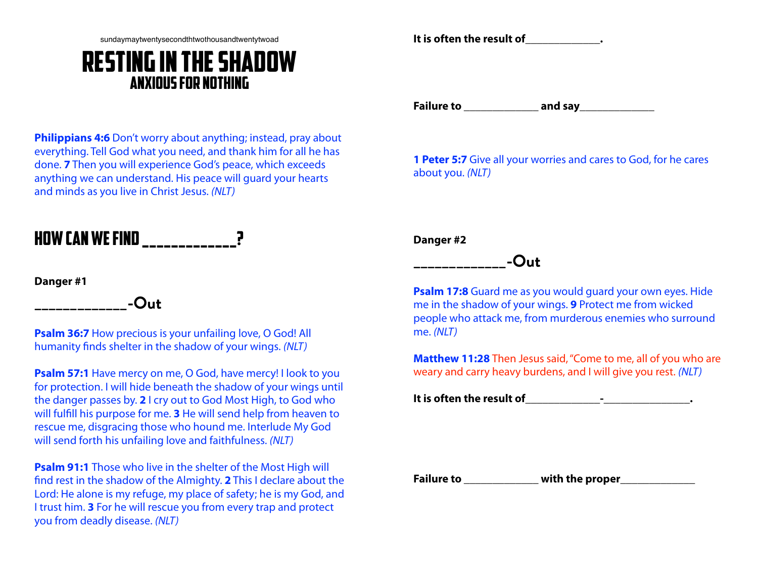sundaymaytwentysecondthtwothousandtwentytwoad

# RESTING IN THE SHADOW

## ANXIOUS FOR NOTHING

**Philippians 4:6** Don't worry about anything; instead, pray about everything. Tell God what you need, and thank him for all he has done. **7** Then you will experience God's peace, which exceeds anything we can understand. His peace will guard your hearts and minds as you live in Christ Jesus. *(NLT)*

## HOW CAN WE FIND ____________?

**Danger #1**

**____________-Out**

**Psalm 36:7** How precious is your unfailing love, O God! All humanity finds shelter in the shadow of your wings. *(NLT)*

**Psalm 57:1** Have mercy on me, O God, have mercy! I look to you for protection. I will hide beneath the shadow of your wings until the danger passes by. **2** I cry out to God Most High, to God who will fulfill his purpose for me. **3** He will send help from heaven to rescue me, disgracing those who hound me. Interlude My God will send forth his unfailing love and faithfulness. *(NLT)*

**Psalm 91:1** Those who live in the shelter of the Most High will find rest in the shadow of the Almighty. **2** This I declare about the Lord: He alone is my refuge, my place of safety; he is my God, and I trust him. **3** For he will rescue you from every trap and protect you from deadly disease. *(NLT)*

**It is often the result of_____________.**

**Failure to _____________ and say_____________**

**1 Peter 5:7** Give all your worries and cares to God, for he cares about you. *(NLT)*

**Danger #2**

**____________-Out**

**Psalm 17:8** Guard me as you would guard your own eyes. Hide me in the shadow of your wings. **9** Protect me from wicked people who attack me, from murderous enemies who surround me. *(NLT)*

**Matthew 11:28** Then Jesus said, "Come to me, all of you who are weary and carry heavy burdens, and I will give you rest. *(NLT)*

**It is often the result of_____________-_______________.**

**Failure to _____________ with the proper_____________**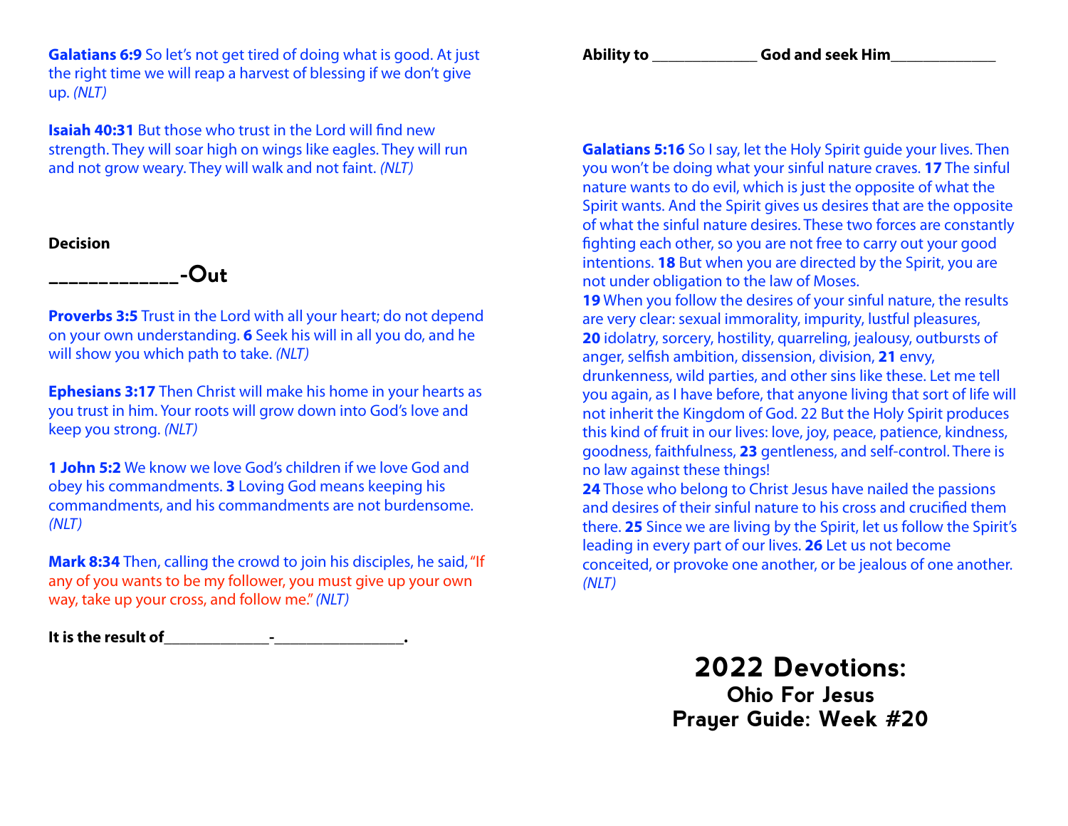**Galatians 6:9** So let's not get tired of doing what is good. At just the right time we will reap a harvest of blessing if we don't give up. *(NLT)*

**Isaiah 40:31** But those who trust in the Lord will find new strength. They will soar high on wings like eagles. They will run and not grow weary. They will walk and not faint. *(NLT)*

**Decision**

## ____________-Out

**Proverbs 3:5** Trust in the Lord with all your heart; do not depend on your own understanding. **6** Seek his will in all you do, and he will show you which path to take. *(NLT)*

**Ephesians 3:17** Then Christ will make his home in your hearts as you trust in him. Your roots will grow down into God's love and keep you strong. *(NLT)*

**1 John 5:2** We know we love God's children if we love God and obey his commandments. **3** Loving God means keeping his commandments, and his commandments are not burdensome. *(NLT)*

**Mark 8:34** Then, calling the crowd to join his disciples, he said, "If any of you wants to be my follower, you must give up your own way, take up your cross, and follow me." *(NLT)*

**It is the result of_____________-_______________.**

**Ability to _____________ God and seek Him_____________**

**Galatians 5:16** So I say, let the Holy Spirit guide your lives. Then you won't be doing what your sinful nature craves. **17** The sinful nature wants to do evil, which is just the opposite of what the Spirit wants. And the Spirit gives us desires that are the opposite of what the sinful nature desires. These two forces are constantly fighting each other, so you are not free to carry out your good intentions. **18** But when you are directed by the Spirit, you are not under obligation to the law of Moses.
**19** When you follow the desires of your sinful nature, the results are very clear: sexual immorality, impurity, lustful pleasures, **20** idolatry, sorcery, hostility, quarreling, jealousy, outbursts of anger, selfish ambition, dissension, division, **21** envy, drunkenness, wild parties, and other sins like these. Let me tell you again, as I have before, that anyone living that sort of life will not inherit the Kingdom of God. 22 But the Holy Spirit produces this kind of fruit in our lives: love, joy, peace, patience, kindness, goodness, faithfulness, **23** gentleness, and self-control. There is no law against these things!
**24** Those who belong to Christ Jesus have nailed the passions and desires of their sinful nature to his cross and crucified them there. **25** Since we are living by the Spirit, let us follow the Spirit's leading in every part of our lives. **26** Let us not become conceited, or provoke one another, or be jealous of one another. *(NLT)*

# 2022 Devotions:
## Ohio For Jesus
## Prayer Guide: Week #20